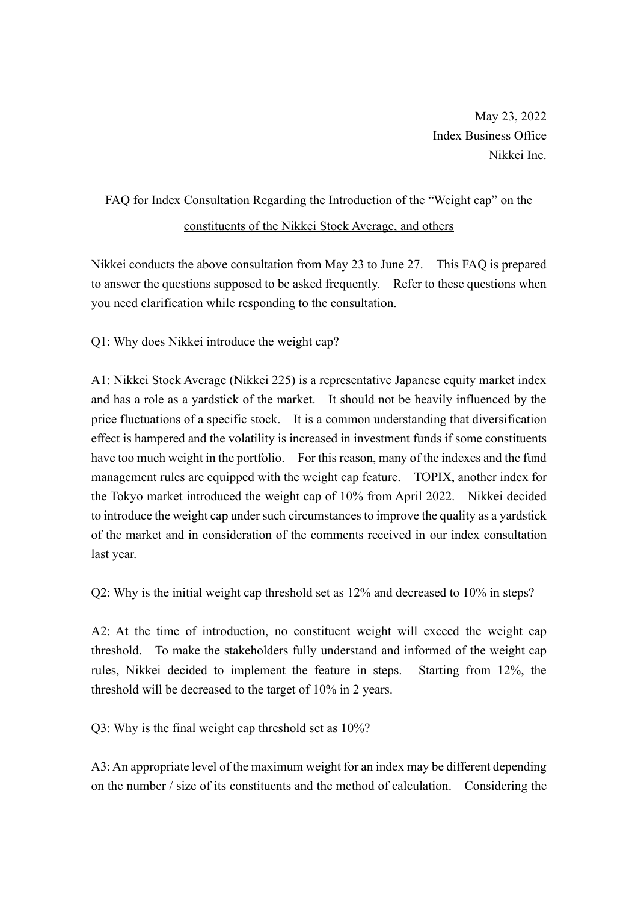May 23, 2022
Index Business Office
Nikkei Inc.

# FAQ for Index Consultation Regarding the Introduction of the “Weight cap” on the constituents of the Nikkei Stock Average, and others

Nikkei conducts the above consultation from May 23 to June 27. This FAQ is prepared to answer the questions supposed to be asked frequently. Refer to these questions when you need clarification while responding to the consultation.

Q1: Why does Nikkei introduce the weight cap?

A1: Nikkei Stock Average (Nikkei 225) is a representative Japanese equity market index and has a role as a yardstick of the market. It should not be heavily influenced by the price fluctuations of a specific stock. It is a common understanding that diversification effect is hampered and the volatility is increased in investment funds if some constituents have too much weight in the portfolio. For this reason, many of the indexes and the fund management rules are equipped with the weight cap feature. TOPIX, another index for the Tokyo market introduced the weight cap of 10% from April 2022. Nikkei decided to introduce the weight cap under such circumstances to improve the quality as a yardstick of the market and in consideration of the comments received in our index consultation last year.

Q2: Why is the initial weight cap threshold set as 12% and decreased to 10% in steps?

A2: At the time of introduction, no constituent weight will exceed the weight cap threshold. To make the stakeholders fully understand and informed of the weight cap rules, Nikkei decided to implement the feature in steps. Starting from 12%, the threshold will be decreased to the target of 10% in 2 years.

Q3: Why is the final weight cap threshold set as 10%?

A3: An appropriate level of the maximum weight for an index may be different depending on the number / size of its constituents and the method of calculation. Considering the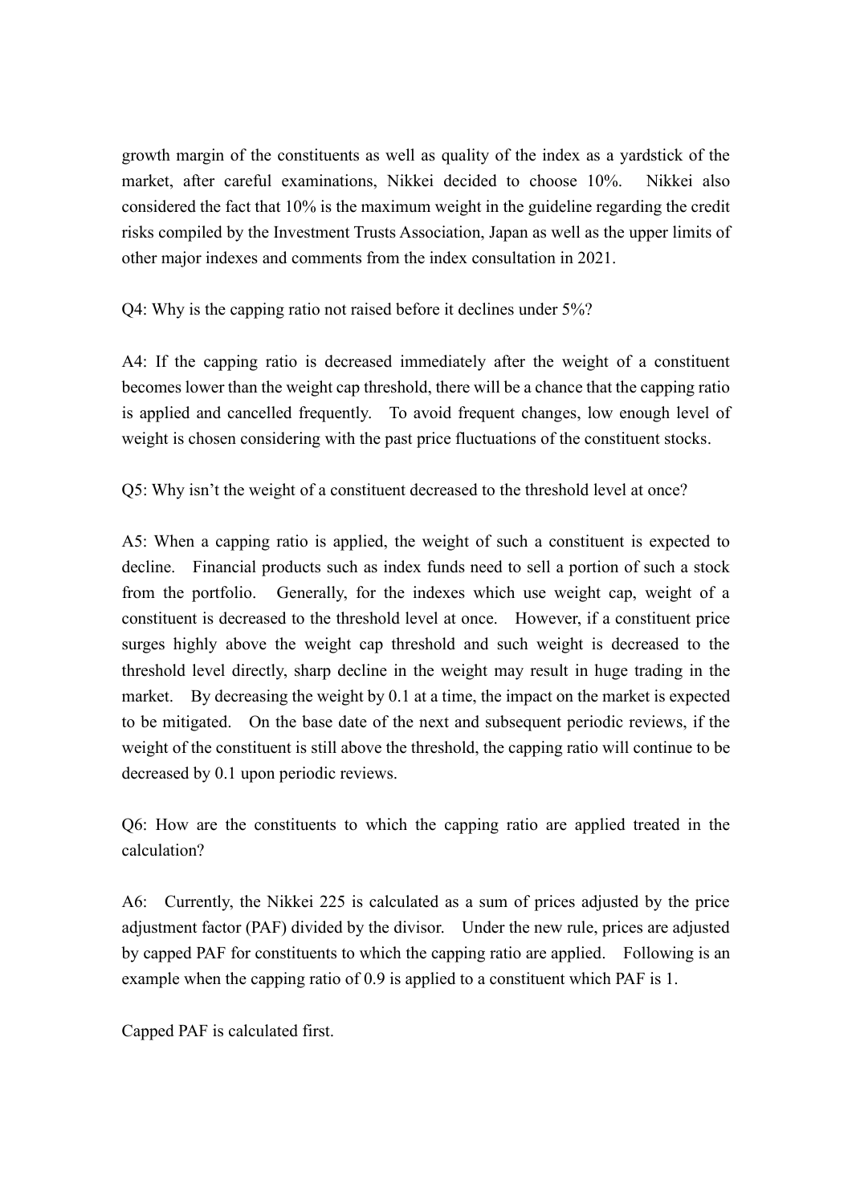growth margin of the constituents as well as quality of the index as a yardstick of the market, after careful examinations, Nikkei decided to choose 10%. Nikkei also considered the fact that 10% is the maximum weight in the guideline regarding the credit risks compiled by the Investment Trusts Association, Japan as well as the upper limits of other major indexes and comments from the index consultation in 2021.

Q4: Why is the capping ratio not raised before it declines under 5%?

A4: If the capping ratio is decreased immediately after the weight of a constituent becomes lower than the weight cap threshold, there will be a chance that the capping ratio is applied and cancelled frequently. To avoid frequent changes, low enough level of weight is chosen considering with the past price fluctuations of the constituent stocks.

Q5: Why isn't the weight of a constituent decreased to the threshold level at once?

A5: When a capping ratio is applied, the weight of such a constituent is expected to decline. Financial products such as index funds need to sell a portion of such a stock from the portfolio. Generally, for the indexes which use weight cap, weight of a constituent is decreased to the threshold level at once. However, if a constituent price surges highly above the weight cap threshold and such weight is decreased to the threshold level directly, sharp decline in the weight may result in huge trading in the market. By decreasing the weight by 0.1 at a time, the impact on the market is expected to be mitigated. On the base date of the next and subsequent periodic reviews, if the weight of the constituent is still above the threshold, the capping ratio will continue to be decreased by 0.1 upon periodic reviews.

Q6: How are the constituents to which the capping ratio are applied treated in the calculation?

A6: Currently, the Nikkei 225 is calculated as a sum of prices adjusted by the price adjustment factor (PAF) divided by the divisor. Under the new rule, prices are adjusted by capped PAF for constituents to which the capping ratio are applied. Following is an example when the capping ratio of 0.9 is applied to a constituent which PAF is 1.

Capped PAF is calculated first.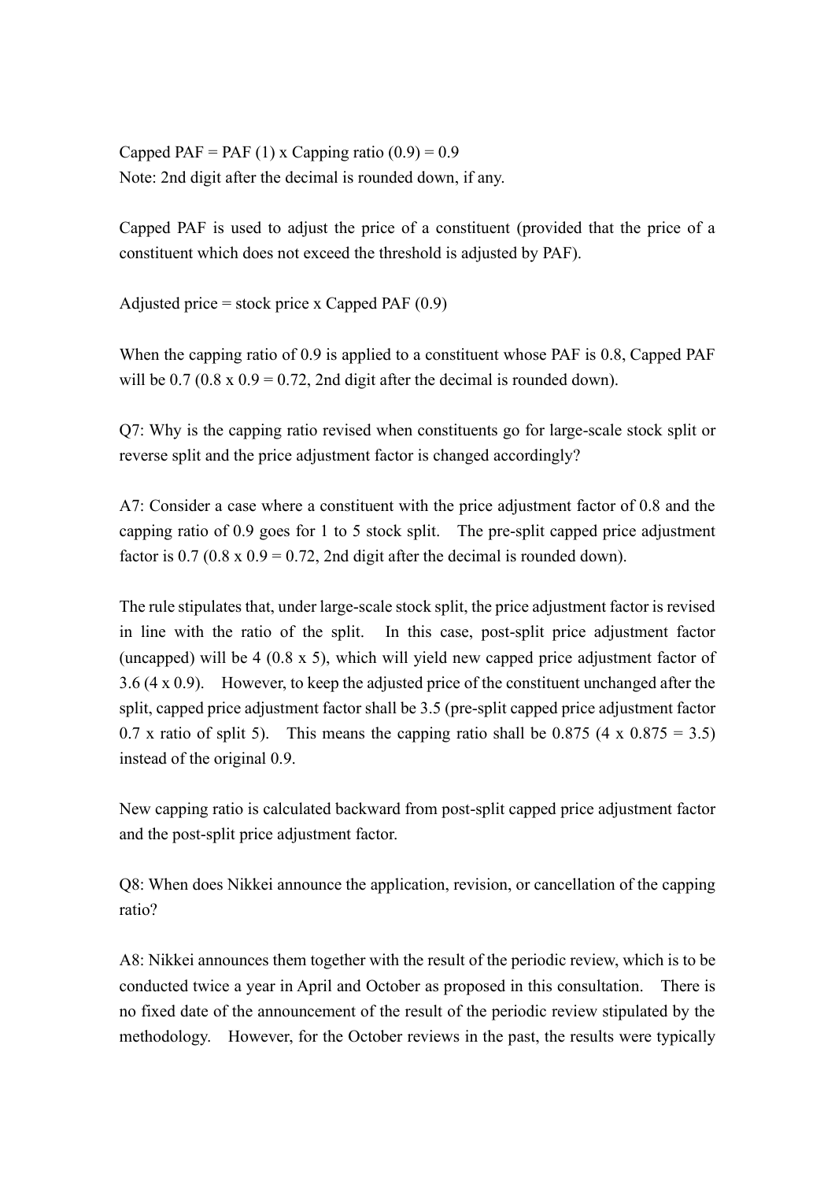Capped PAF = PAF (1) x Capping ratio (0.9) = 0.9
Note: 2nd digit after the decimal is rounded down, if any.

Capped PAF is used to adjust the price of a constituent (provided that the price of a constituent which does not exceed the threshold is adjusted by PAF).

Adjusted price = stock price x Capped PAF (0.9)

When the capping ratio of 0.9 is applied to a constituent whose PAF is 0.8, Capped PAF will be 0.7 (0.8 x 0.9 = 0.72, 2nd digit after the decimal is rounded down).

Q7: Why is the capping ratio revised when constituents go for large-scale stock split or reverse split and the price adjustment factor is changed accordingly?

A7: Consider a case where a constituent with the price adjustment factor of 0.8 and the capping ratio of 0.9 goes for 1 to 5 stock split. The pre-split capped price adjustment factor is 0.7 (0.8 x 0.9 = 0.72, 2nd digit after the decimal is rounded down).

The rule stipulates that, under large-scale stock split, the price adjustment factor is revised in line with the ratio of the split. In this case, post-split price adjustment factor (uncapped) will be 4 (0.8 x 5), which will yield new capped price adjustment factor of 3.6 (4 x 0.9). However, to keep the adjusted price of the constituent unchanged after the split, capped price adjustment factor shall be 3.5 (pre-split capped price adjustment factor 0.7 x ratio of split 5). This means the capping ratio shall be 0.875 (4 x 0.875 = 3.5) instead of the original 0.9.

New capping ratio is calculated backward from post-split capped price adjustment factor and the post-split price adjustment factor.

Q8: When does Nikkei announce the application, revision, or cancellation of the capping ratio?

A8: Nikkei announces them together with the result of the periodic review, which is to be conducted twice a year in April and October as proposed in this consultation. There is no fixed date of the announcement of the result of the periodic review stipulated by the methodology. However, for the October reviews in the past, the results were typically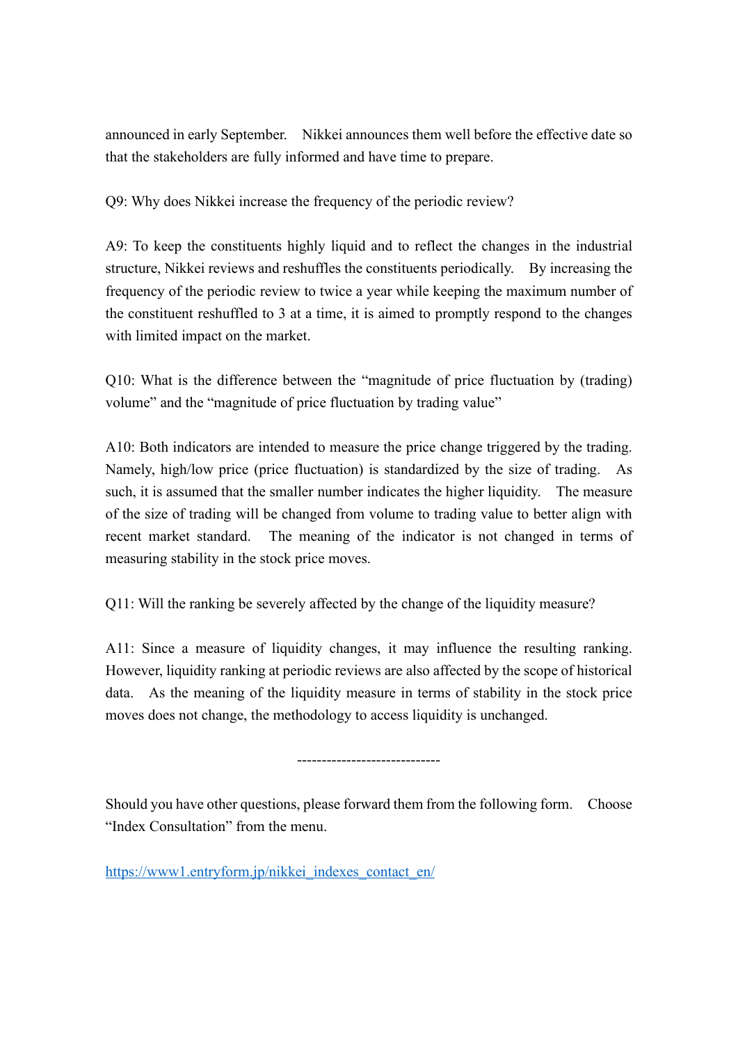announced in early September. Nikkei announces them well before the effective date so that the stakeholders are fully informed and have time to prepare.

Q9: Why does Nikkei increase the frequency of the periodic review?

A9: To keep the constituents highly liquid and to reflect the changes in the industrial structure, Nikkei reviews and reshuffles the constituents periodically. By increasing the frequency of the periodic review to twice a year while keeping the maximum number of the constituent reshuffled to 3 at a time, it is aimed to promptly respond to the changes with limited impact on the market.

Q10: What is the difference between the "magnitude of price fluctuation by (trading) volume" and the "magnitude of price fluctuation by trading value"

A10: Both indicators are intended to measure the price change triggered by the trading. Namely, high/low price (price fluctuation) is standardized by the size of trading. As such, it is assumed that the smaller number indicates the higher liquidity. The measure of the size of trading will be changed from volume to trading value to better align with recent market standard. The meaning of the indicator is not changed in terms of measuring stability in the stock price moves.

Q11: Will the ranking be severely affected by the change of the liquidity measure?

A11: Since a measure of liquidity changes, it may influence the resulting ranking. However, liquidity ranking at periodic reviews are also affected by the scope of historical data. As the meaning of the liquidity measure in terms of stability in the stock price moves does not change, the methodology to access liquidity is unchanged.

-----------------------------

Should you have other questions, please forward them from the following form. Choose "Index Consultation" from the menu.

https://www1.entryform.jp/nikkei_indexes_contact_en/